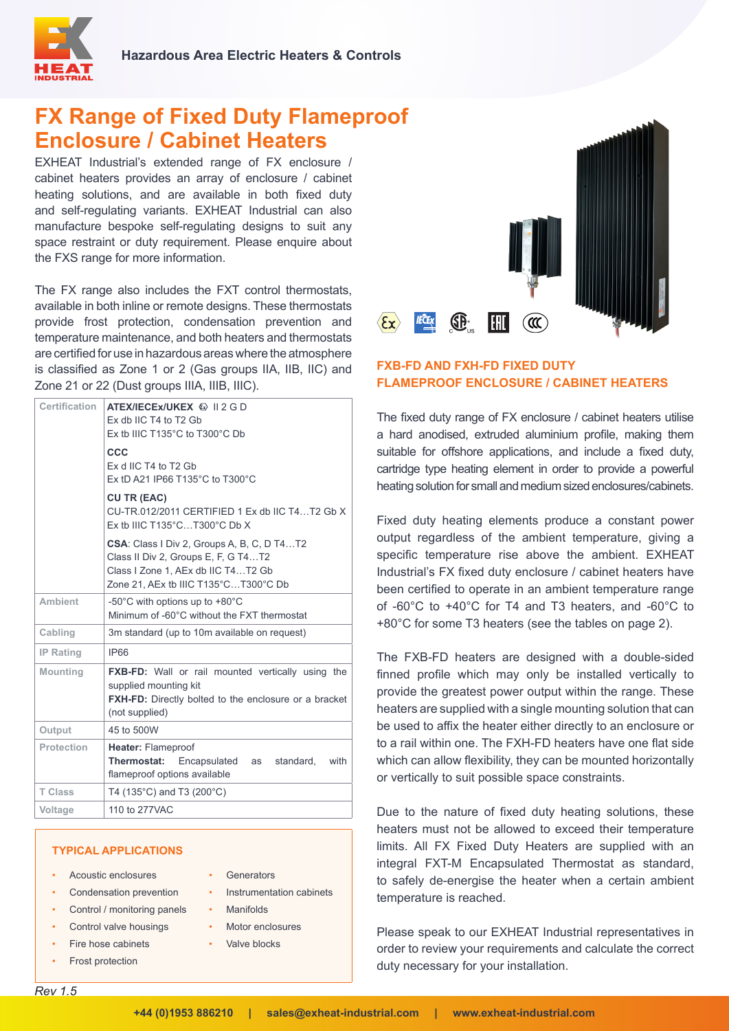Hazardous Area Electric Heaters & Controls

# FX Range of Fixed Duty Flameproof Enclosure / Cabinet Heaters

EXHEAT Industrial's extended range of FX enclosure / cabinet heaters provides an array of enclosure / cabinet heating solutions, and are available in both fixed duty and self-regulating variants. EXHEAT Industrial can also manufacture bespoke self-regulating designs to suit any space restraint or duty requirement. Please enquire about the FXS range for more information.

The FX range also includes the FXT control thermostats, available in both inline or remote designs. These thermostats provide frost protection, condensation prevention and temperature maintenance, and both heaters and thermostats are certified for use in hazardous areas where the atmosphere is classified as Zone 1 or 2 (Gas groups IIA, IIB, IIC) and Zone 21 or 22 (Dust groups IIIA, IIIB, IIIC).

| | |
|---|---|
| Certification | **ATEX/IECEx/UKEX** Ⓔx II 2 G D<br>Ex db IIC T4 to T2 Gb<br>Ex tb IIIC T135°C to T300°C Db<br><br>**CCC**<br>Ex d IIC T4 to T2 Gb<br>Ex tD A21 IP66 T135°C to T300°C<br><br>**CU TR (EAC)**<br>CU-TR.012/2011 CERTIFIED 1 Ex db IIC T4…T2 Gb X<br>Ex tb IIIC T135°C…T300°C Db X<br><br>**CSA**: Class I Div 2, Groups A, B, C, D T4…T2<br>Class II Div 2, Groups E, F, G T4…T2<br>Class I Zone 1, AEx db IIC T4…T2 Gb<br>Zone 21, AEx tb IIIC T135°C…T300°C Db |
| Ambient | -50°C with options up to +80°C<br>Minimum of -60°C without the FXT thermostat |
| Cabling | 3m standard (up to 10m available on request) |
| IP Rating | IP66 |
| Mounting | **FXB-FD:** Wall or rail mounted vertically using the supplied mounting kit<br>**FXH-FD:** Directly bolted to the enclosure or a bracket (not supplied) |
| Output | 45 to 500W |
| Protection | **Heater:** Flameproof<br>**Thermostat:** Encapsulated as standard, with flameproof options available |
| T Class | T4 (135°C) and T3 (200°C) |
| Voltage | 110 to 277VAC |

### TYPICAL APPLICATIONS

- Acoustic enclosures
- Condensation prevention
- Control / monitoring panels
- Control valve housings
- Fire hose cabinets
- Frost protection
- Generators
- Instrumentation cabinets
- Manifolds
- Motor enclosures
- Valve blocks

*Rev 1.5*

## FXB-FD AND FXH-FD FIXED DUTY FLAMEPROOF ENCLOSURE / CABINET HEATERS

The fixed duty range of FX enclosure / cabinet heaters utilise a hard anodised, extruded aluminium profile, making them suitable for offshore applications, and include a fixed duty, cartridge type heating element in order to provide a powerful heating solution for small and medium sized enclosures/cabinets.

Fixed duty heating elements produce a constant power output regardless of the ambient temperature, giving a specific temperature rise above the ambient. EXHEAT Industrial's FX fixed duty enclosure / cabinet heaters have been certified to operate in an ambient temperature range of -60°C to +40°C for T4 and T3 heaters, and -60°C to +80°C for some T3 heaters (see the tables on page 2).

The FXB-FD heaters are designed with a double-sided finned profile which may only be installed vertically to provide the greatest power output within the range. These heaters are supplied with a single mounting solution that can be used to affix the heater either directly to an enclosure or to a rail within one. The FXH-FD heaters have one flat side which can allow flexibility, they can be mounted horizontally or vertically to suit possible space constraints.

Due to the nature of fixed duty heating solutions, these heaters must not be allowed to exceed their temperature limits. All FX Fixed Duty Heaters are supplied with an integral FXT-M Encapsulated Thermostat as standard, to safely de-energise the heater when a certain ambient temperature is reached.

Please speak to our EXHEAT Industrial representatives in order to review your requirements and calculate the correct duty necessary for your installation.

+44 (0)1953 886210 | sales@exheat-industrial.com | www.exheat-industrial.com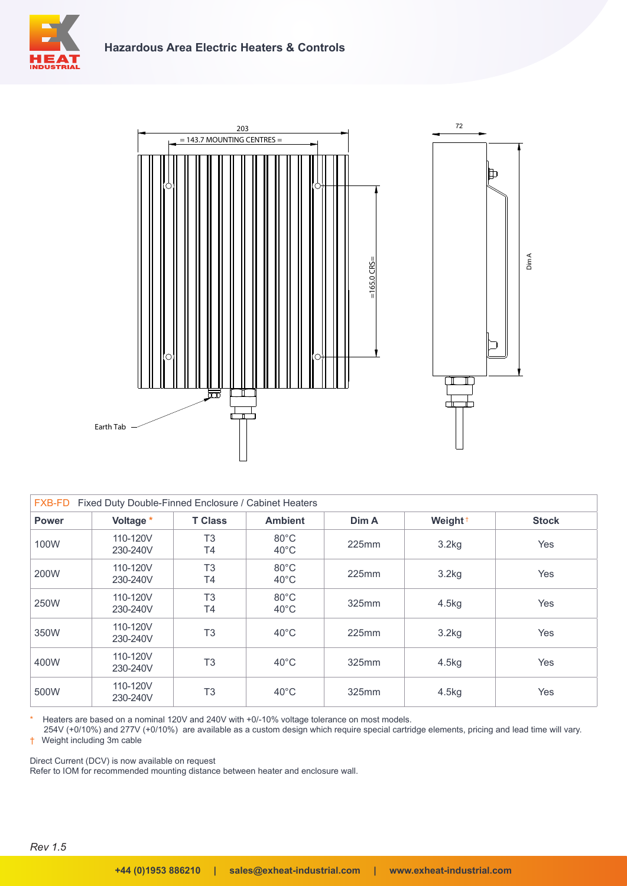Earth Tab

203

= 143.7 MOUNTING CENTRES =

=165.0 CRS=

72

Dim A

| FXB-FD Fixed Duty Double-Finned Enclosure / Cabinet Heaters | | | | | | |
|---|---|---|---|---|---|---|
| **Power** | **Voltage** * | **T Class** | **Ambient** | **Dim A** | **Weight** † | **Stock** |
| 100W | 110-120V<br>230-240V | T3<br>T4 | 80°C<br>40°C | 225mm | 3.2kg | Yes |
| 200W | 110-120V<br>230-240V | T3<br>T4 | 80°C<br>40°C | 225mm | 3.2kg | Yes |
| 250W | 110-120V<br>230-240V | T3<br>T4 | 80°C<br>40°C | 325mm | 4.5kg | Yes |
| 350W | 110-120V<br>230-240V | T3 | 40°C | 225mm | 3.2kg | Yes |
| 400W | 110-120V<br>230-240V | T3 | 40°C | 325mm | 4.5kg | Yes |
| 500W | 110-120V<br>230-240V | T3 | 40°C | 325mm | 4.5kg | Yes |

* Heaters are based on a nominal 120V and 240V with +0/-10% voltage tolerance on most models.
  254V (+0/10%) and 277V (+0/10%) are available as a custom design which require special cartridge elements, pricing and lead time will vary.

† Weight including 3m cable

Direct Current (DCV) is now available on request
Refer to IOM for recommended mounting distance between heater and enclosure wall.

*Rev 1.5*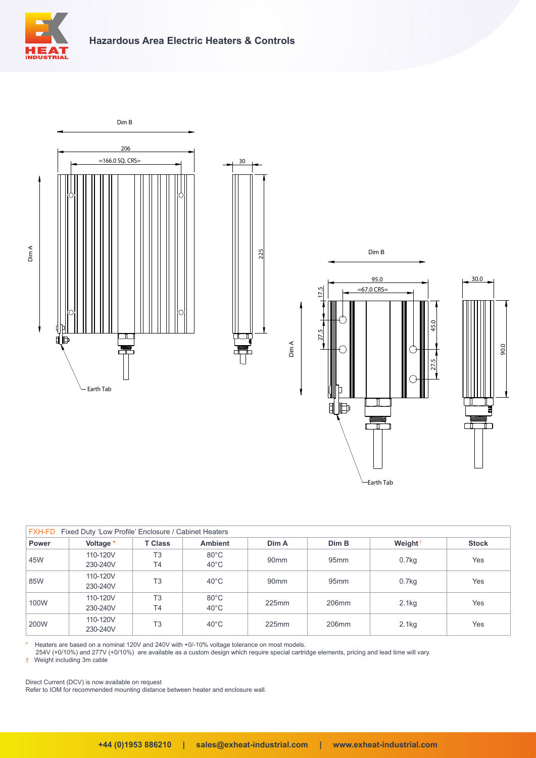| FXH-FD Fixed Duty 'Low Profile' Enclosure / Cabinet Heaters | | | | | | | |
|---|---|---|---|---|---|---|---|
| **Power** | **Voltage** * | **T Class** | **Ambient** | **Dim A** | **Dim B** | **Weight** † | **Stock** |
| 45W | 110-120V<br>230-240V | T3<br>T4 | 80°C<br>40°C | 90mm | 95mm | 0.7kg | Yes |
| 85W | 110-120V<br>230-240V | T3 | 40°C | 90mm | 95mm | 0.7kg | Yes |
| 100W | 110-120V<br>230-240V | T3<br>T4 | 80°C<br>40°C | 225mm | 206mm | 2.1kg | Yes |
| 200W | 110-120V<br>230-240V | T3 | 40°C | 225mm | 206mm | 2.1kg | Yes |

\* Heaters are based on a nominal 120V and 240V with +0/-10% voltage tolerance on most models.
254V (+0/10%) and 277V (+0/10%) are available as a custom design which require special cartridge elements, pricing and lead time will vary.

† Weight including 3m cable

Direct Current (DCV) is now available on request

Refer to IOM for recommended mounting distance between heater and enclosure wall.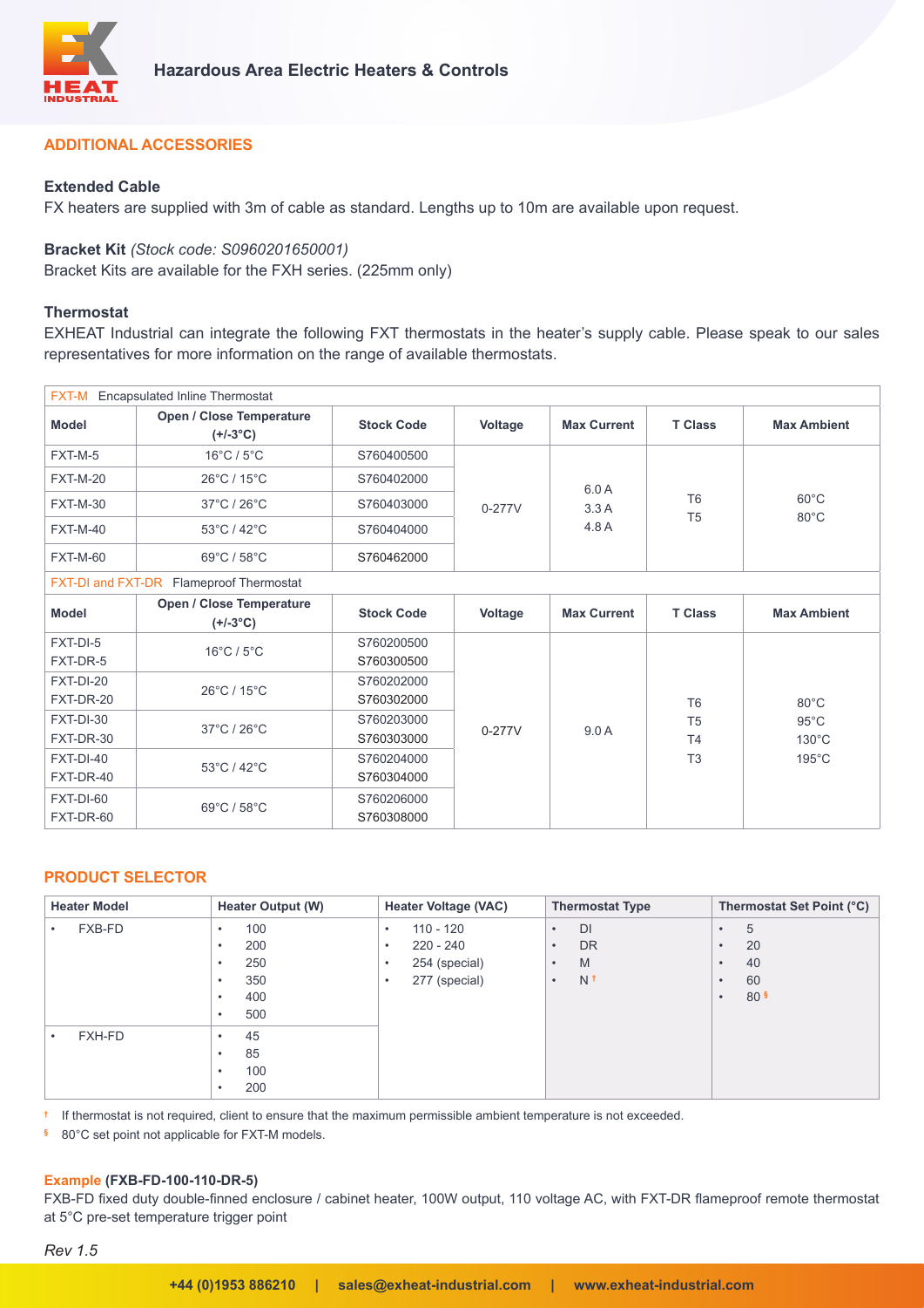## ADDITIONAL ACCESSORIES

### Extended Cable

FX heaters are supplied with 3m of cable as standard. Lengths up to 10m are available upon request.

### Bracket Kit *(Stock code: S0960201650001)*

Bracket Kits are available for the FXH series. (225mm only)

### Thermostat

EXHEAT Industrial can integrate the following FXT thermostats in the heater's supply cable. Please speak to our sales representatives for more information on the range of available thermostats.

| FXT-M Encapsulated Inline Thermostat | | | | | | |
|---|---|---|---|---|---|---|
| **Model** | **Open / Close Temperature (+/-3°C)** | **Stock Code** | **Voltage** | **Max Current** | **T Class** | **Max Ambient** |
| FXT-M-5 | 16°C / 5°C | S760400500 | 0-277V | 6.0 A<br>3.3 A<br>4.8 A | T6<br>T5 | 60°C<br>80°C |
| FXT-M-20 | 26°C / 15°C | S760402000 | | | | |
| FXT-M-30 | 37°C / 26°C | S760403000 | | | | |
| FXT-M-40 | 53°C / 42°C | S760404000 | | | | |
| FXT-M-60 | 69°C / 58°C | S760462000 | | | | |

| FXT-DI and FXT-DR Flameproof Thermostat | | | | | | |
|---|---|---|---|---|---|---|
| **Model** | **Open / Close Temperature (+/-3°C)** | **Stock Code** | **Voltage** | **Max Current** | **T Class** | **Max Ambient** |
| FXT-DI-5<br>FXT-DR-5 | 16°C / 5°C | S760200500<br>S760300500 | 0-277V | 9.0 A | T6<br>T5<br>T4<br>T3 | 80°C<br>95°C<br>130°C<br>195°C |
| FXT-DI-20<br>FXT-DR-20 | 26°C / 15°C | S760202000<br>S760302000 | | | | |
| FXT-DI-30<br>FXT-DR-30 | 37°C / 26°C | S760203000<br>S760303000 | | | | |
| FXT-DI-40<br>FXT-DR-40 | 53°C / 42°C | S760204000<br>S760304000 | | | | |
| FXT-DI-60<br>FXT-DR-60 | 69°C / 58°C | S760206000<br>S760308000 | | | | |

## PRODUCT SELECTOR

| Heater Model | Heater Output (W) | Heater Voltage (VAC) | Thermostat Type | Thermostat Set Point (°C) |
|---|---|---|---|---|
| • FXB-FD | • 100<br>• 200<br>• 250<br>• 350<br>• 400<br>• 500 | • 110 - 120<br>• 220 - 240<br>• 254 (special)<br>• 277 (special) | • DI<br>• DR<br>• M<br>• N † | • 5<br>• 20<br>• 40<br>• 60<br>• 80 § |
| • FXH-FD | • 45<br>• 85<br>• 100<br>• 200 | | | |

† If thermostat is not required, client to ensure that the maximum permissible ambient temperature is not exceeded.

§ 80°C set point not applicable for FXT-M models.

**Example (FXB-FD-100-110-DR-5)**

FXB-FD fixed duty double-finned enclosure / cabinet heater, 100W output, 110 voltage AC, with FXT-DR flameproof remote thermostat at 5°C pre-set temperature trigger point

*Rev 1.5*